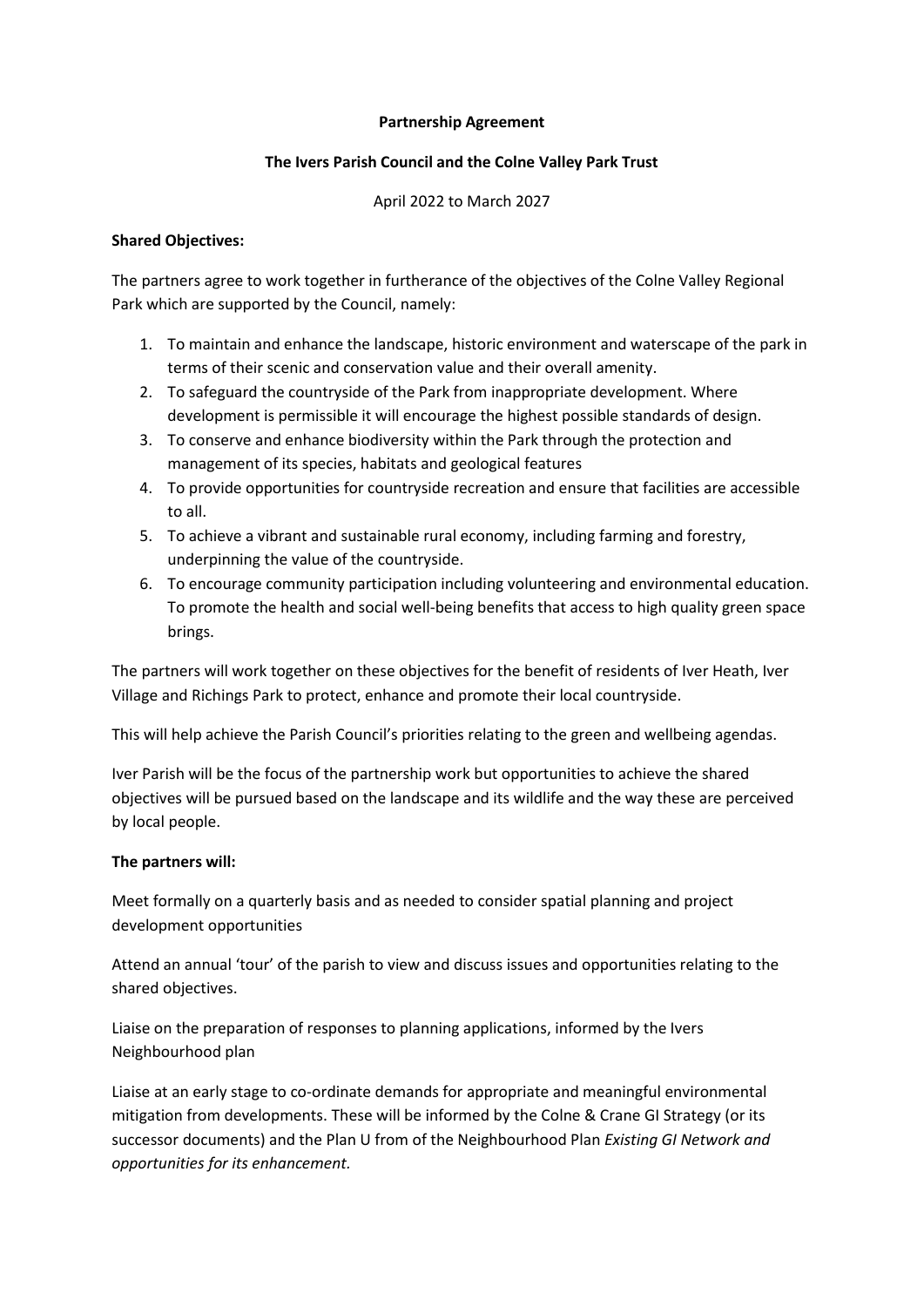**Partnership Agreement**

**The Ivers Parish Council and the Colne Valley Park Trust**

April 2022 to March 2027

**Shared Objectives:**

The partners agree to work together in furtherance of the objectives of the Colne Valley Regional Park which are supported by the Council, namely:

1. To maintain and enhance the landscape, historic environment and waterscape of the park in terms of their scenic and conservation value and their overall amenity.
2. To safeguard the countryside of the Park from inappropriate development. Where development is permissible it will encourage the highest possible standards of design.
3. To conserve and enhance biodiversity within the Park through the protection and management of its species, habitats and geological features
4. To provide opportunities for countryside recreation and ensure that facilities are accessible to all.
5. To achieve a vibrant and sustainable rural economy, including farming and forestry, underpinning the value of the countryside.
6. To encourage community participation including volunteering and environmental education. To promote the health and social well-being benefits that access to high quality green space brings.

The partners will work together on these objectives for the benefit of residents of Iver Heath, Iver Village and Richings Park to protect, enhance and promote their local countryside.

This will help achieve the Parish Council's priorities relating to the green and wellbeing agendas.

Iver Parish will be the focus of the partnership work but opportunities to achieve the shared objectives will be pursued based on the landscape and its wildlife and the way these are perceived by local people.

**The partners will:**

Meet formally on a quarterly basis and as needed to consider spatial planning and project development opportunities

Attend an annual 'tour' of the parish to view and discuss issues and opportunities relating to the shared objectives.

Liaise on the preparation of responses to planning applications, informed by the Ivers Neighbourhood plan

Liaise at an early stage to co-ordinate demands for appropriate and meaningful environmental mitigation from developments. These will be informed by the Colne & Crane GI Strategy (or its successor documents) and the Plan U from of the Neighbourhood Plan *Existing GI Network and opportunities for its enhancement.*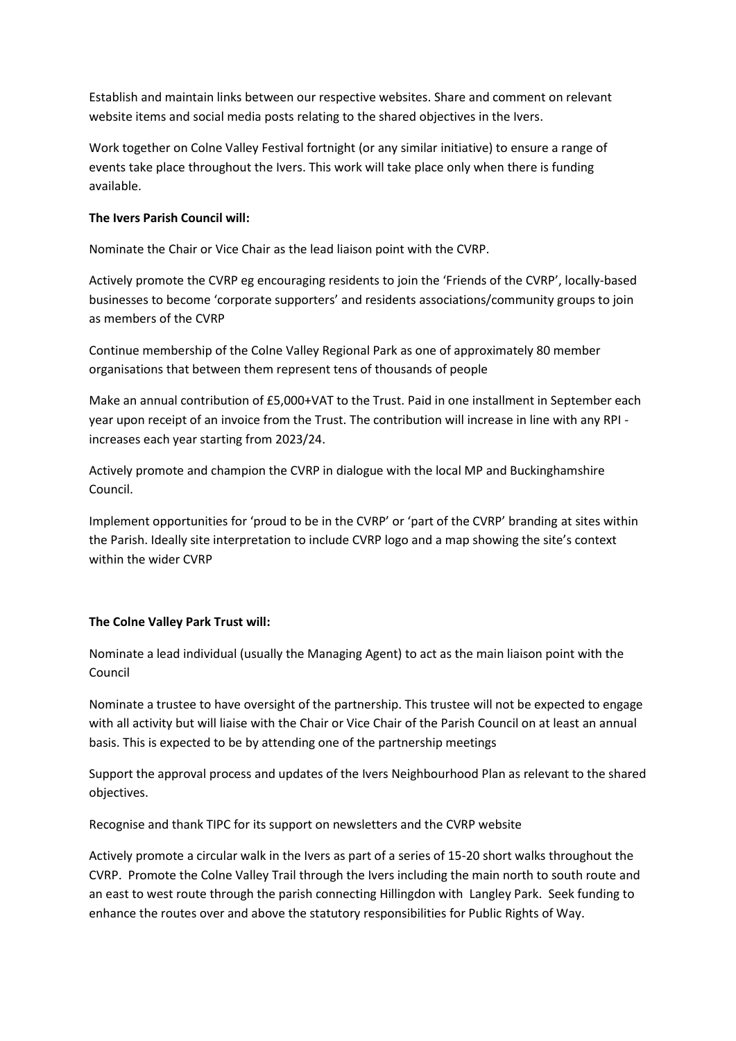Establish and maintain links between our respective websites. Share and comment on relevant website items and social media posts relating to the shared objectives in the Ivers.

Work together on Colne Valley Festival fortnight (or any similar initiative) to ensure a range of events take place throughout the Ivers. This work will take place only when there is funding available.

**The Ivers Parish Council will:**

Nominate the Chair or Vice Chair as the lead liaison point with the CVRP.

Actively promote the CVRP eg encouraging residents to join the 'Friends of the CVRP', locally-based businesses to become 'corporate supporters' and residents associations/community groups to join as members of the CVRP

Continue membership of the Colne Valley Regional Park as one of approximately 80 member organisations that between them represent tens of thousands of people

Make an annual contribution of £5,000+VAT to the Trust. Paid in one installment in September each year upon receipt of an invoice from the Trust. The contribution will increase in line with any RPI - increases each year starting from 2023/24.

Actively promote and champion the CVRP in dialogue with the local MP and Buckinghamshire Council.

Implement opportunities for 'proud to be in the CVRP' or 'part of the CVRP' branding at sites within the Parish. Ideally site interpretation to include CVRP logo and a map showing the site's context within the wider CVRP

**The Colne Valley Park Trust will:**

Nominate a lead individual (usually the Managing Agent) to act as the main liaison point with the Council

Nominate a trustee to have oversight of the partnership. This trustee will not be expected to engage with all activity but will liaise with the Chair or Vice Chair of the Parish Council on at least an annual basis. This is expected to be by attending one of the partnership meetings

Support the approval process and updates of the Ivers Neighbourhood Plan as relevant to the shared objectives.

Recognise and thank TIPC for its support on newsletters and the CVRP website

Actively promote a circular walk in the Ivers as part of a series of 15-20 short walks throughout the CVRP. Promote the Colne Valley Trail through the Ivers including the main north to south route and an east to west route through the parish connecting Hillingdon with Langley Park. Seek funding to enhance the routes over and above the statutory responsibilities for Public Rights of Way.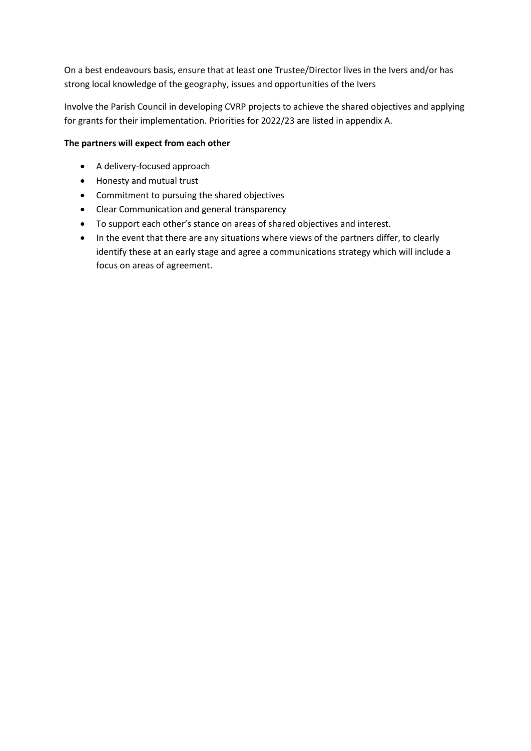On a best endeavours basis, ensure that at least one Trustee/Director lives in the Ivers and/or has strong local knowledge of the geography, issues and opportunities of the Ivers

Involve the Parish Council in developing CVRP projects to achieve the shared objectives and applying for grants for their implementation. Priorities for 2022/23 are listed in appendix A.

**The partners will expect from each other**

- A delivery-focused approach
- Honesty and mutual trust
- Commitment to pursuing the shared objectives
- Clear Communication and general transparency
- To support each other's stance on areas of shared objectives and interest.
- In the event that there are any situations where views of the partners differ, to clearly identify these at an early stage and agree a communications strategy which will include a focus on areas of agreement.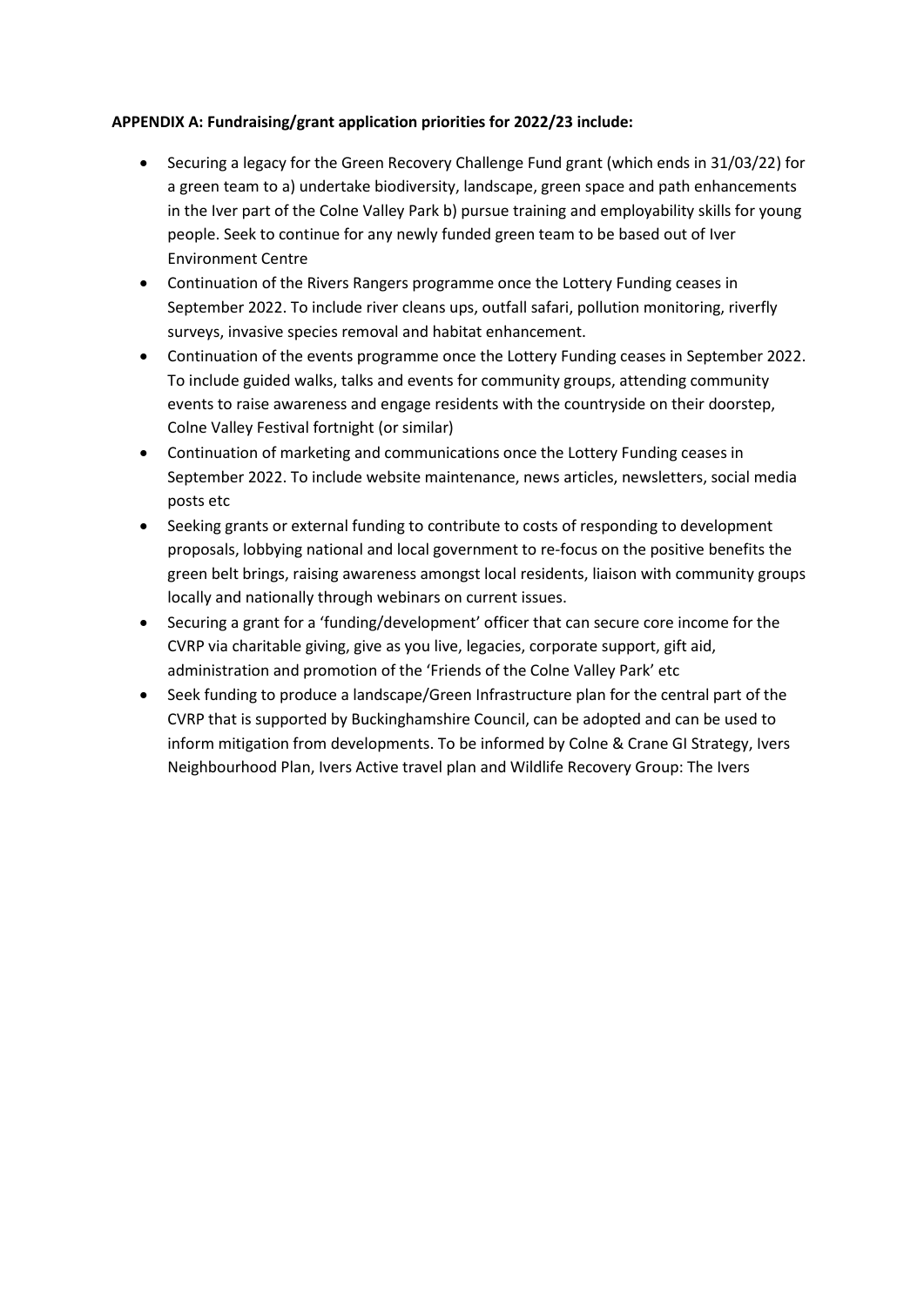**APPENDIX A: Fundraising/grant application priorities for 2022/23 include:**

- Securing a legacy for the Green Recovery Challenge Fund grant (which ends in 31/03/22) for a green team to a) undertake biodiversity, landscape, green space and path enhancements in the Iver part of the Colne Valley Park b) pursue training and employability skills for young people. Seek to continue for any newly funded green team to be based out of Iver Environment Centre
- Continuation of the Rivers Rangers programme once the Lottery Funding ceases in September 2022. To include river cleans ups, outfall safari, pollution monitoring, riverfly surveys, invasive species removal and habitat enhancement.
- Continuation of the events programme once the Lottery Funding ceases in September 2022. To include guided walks, talks and events for community groups, attending community events to raise awareness and engage residents with the countryside on their doorstep, Colne Valley Festival fortnight (or similar)
- Continuation of marketing and communications once the Lottery Funding ceases in September 2022. To include website maintenance, news articles, newsletters, social media posts etc
- Seeking grants or external funding to contribute to costs of responding to development proposals, lobbying national and local government to re-focus on the positive benefits the green belt brings, raising awareness amongst local residents, liaison with community groups locally and nationally through webinars on current issues.
- Securing a grant for a 'funding/development' officer that can secure core income for the CVRP via charitable giving, give as you live, legacies, corporate support, gift aid, administration and promotion of the 'Friends of the Colne Valley Park' etc
- Seek funding to produce a landscape/Green Infrastructure plan for the central part of the CVRP that is supported by Buckinghamshire Council, can be adopted and can be used to inform mitigation from developments. To be informed by Colne & Crane GI Strategy, Ivers Neighbourhood Plan, Ivers Active travel plan and Wildlife Recovery Group: The Ivers